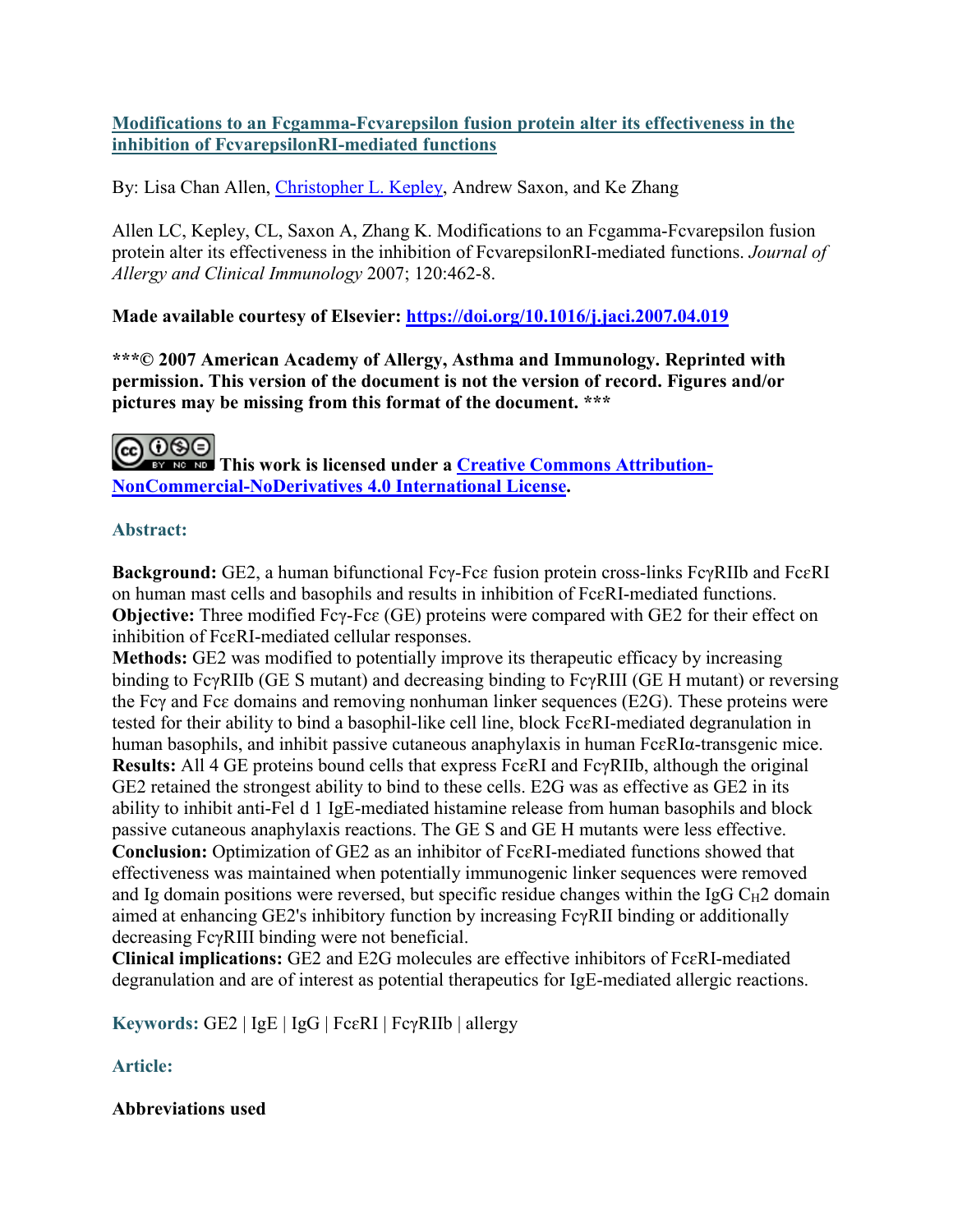**[Modifications to an Fcgamma-Fcvarepsilon fusion protein alter its effectiveness in the inhibition of FcvarepsilonRI-mediated functions](https://doi.org/10.1016/j.jaci.2007.04.019)**

By: Lisa Chan Allen, Christopher L. Kepley, Andrew Saxon, and Ke Zhang

Allen LC, Kepley, CL, Saxon A, Zhang K. Modifications to an Fcgamma-Fcvarepsilon fusion protein alter its effectiveness in the inhibition of FcvarepsilonRI-mediated functions. *Journal of Allergy and Clinical Immunology* 2007; 120:462-8.

**Made available courtesy of Elsevier: https://doi.org/10.1016/j.jaci.2007.04.019**

**\*\*\*© 2007 American Academy of Allergy, Asthma and Immunology. Reprinted with permission. This version of the document is not the version of record. Figures and/or pictures may be missing from this format of the document. \*\*\***

**This work is licensed under a Creative Commons Attribution-NonCommercial-NoDerivatives 4.0 International License.**

## Abstract:

**Background:** GE2, a human bifunctional Fcγ-Fcε fusion protein cross-links FcγRIIb and FcεRI on human mast cells and basophils and results in inhibition of FcεRI-mediated functions.
**Objective:** Three modified Fcγ-Fcε (GE) proteins were compared with GE2 for their effect on inhibition of FcεRI-mediated cellular responses.
**Methods:** GE2 was modified to potentially improve its therapeutic efficacy by increasing binding to FcγRIIb (GE S mutant) and decreasing binding to FcγRIII (GE H mutant) or reversing the Fcγ and Fcε domains and removing nonhuman linker sequences (E2G). These proteins were tested for their ability to bind a basophil-like cell line, block FcεRI-mediated degranulation in human basophils, and inhibit passive cutaneous anaphylaxis in human FcεRIα-transgenic mice.
**Results:** All 4 GE proteins bound cells that express FcεRI and FcγRIIb, although the original GE2 retained the strongest ability to bind to these cells. E2G was as effective as GE2 in its ability to inhibit anti-Fel d 1 IgE-mediated histamine release from human basophils and block passive cutaneous anaphylaxis reactions. The GE S and GE H mutants were less effective.
**Conclusion:** Optimization of GE2 as an inhibitor of FcεRI-mediated functions showed that effectiveness was maintained when potentially immunogenic linker sequences were removed and Ig domain positions were reversed, but specific residue changes within the IgG $C_H2$ domain aimed at enhancing GE2's inhibitory function by increasing FcγRII binding or additionally decreasing FcγRIII binding were not beneficial.
**Clinical implications:** GE2 and E2G molecules are effective inhibitors of FcεRI-mediated degranulation and are of interest as potential therapeutics for IgE-mediated allergic reactions.

**Keywords:** GE2 | IgE | IgG | FcεRI | FcγRIIb | allergy

## Article:

**Abbreviations used**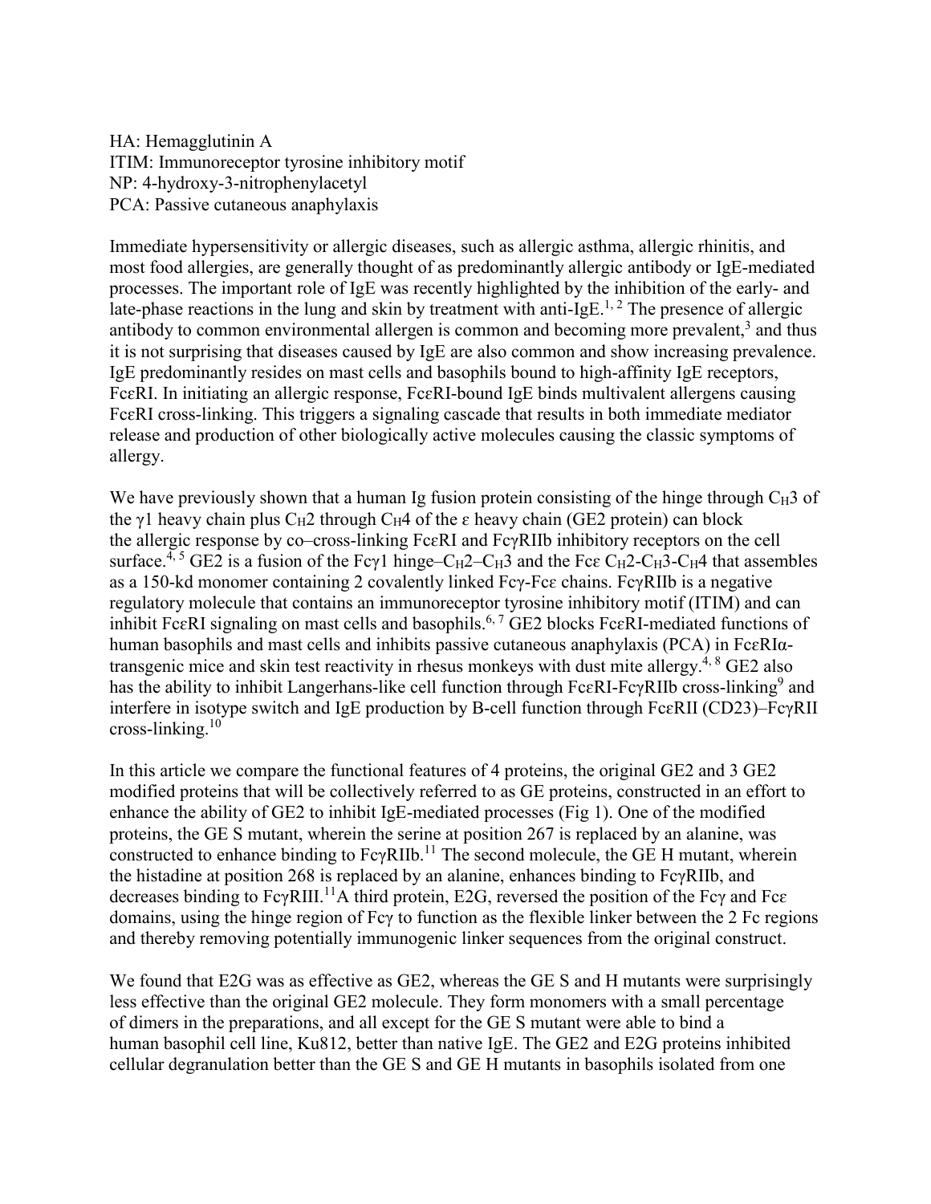HA: Hemagglutinin A
ITIM: Immunoreceptor tyrosine inhibitory motif
NP: 4-hydroxy-3-nitrophenylacetyl
PCA: Passive cutaneous anaphylaxis

Immediate hypersensitivity or allergic diseases, such as allergic asthma, allergic rhinitis, and most food allergies, are generally thought of as predominantly allergic antibody or IgE-mediated processes. The important role of IgE was recently highlighted by the inhibition of the early- and late-phase reactions in the lung and skin by treatment with anti-IgE.[1, 2] The presence of allergic antibody to common environmental allergen is common and becoming more prevalent,[3] and thus it is not surprising that diseases caused by IgE are also common and show increasing prevalence. IgE predominantly resides on mast cells and basophils bound to high-affinity IgE receptors, FcεRI. In initiating an allergic response, FcεRI-bound IgE binds multivalent allergens causing FcεRI cross-linking. This triggers a signaling cascade that results in both immediate mediator release and production of other biologically active molecules causing the classic symptoms of allergy.

We have previously shown that a human Ig fusion protein consisting of the hinge through $C_H3$ of the γ1 heavy chain plus $C_H2$ through $C_H4$ of the ε heavy chain (GE2 protein) can block the allergic response by co–cross-linking FcεRI and FcγRIIb inhibitory receptors on the cell surface.[4, 5] GE2 is a fusion of the Fcγ1 hinge–$C_H2$–$C_H3$ and the Fcε $C_H2$-$C_H3$-$C_H4$ that assembles as a 150-kd monomer containing 2 covalently linked Fcγ-Fcε chains. FcγRIIb is a negative regulatory molecule that contains an immunoreceptor tyrosine inhibitory motif (ITIM) and can inhibit FcεRI signaling on mast cells and basophils.[6, 7] GE2 blocks FcεRI-mediated functions of human basophils and mast cells and inhibits passive cutaneous anaphylaxis (PCA) in FcεRIα-transgenic mice and skin test reactivity in rhesus monkeys with dust mite allergy.[4, 8] GE2 also has the ability to inhibit Langerhans-like cell function through FcεRI-FcγRIIb cross-linking[9] and interfere in isotype switch and IgE production by B-cell function through FcεRII (CD23)–FcγRII cross-linking.[10]

In this article we compare the functional features of 4 proteins, the original GE2 and 3 GE2 modified proteins that will be collectively referred to as GE proteins, constructed in an effort to enhance the ability of GE2 to inhibit IgE-mediated processes (Fig 1). One of the modified proteins, the GE S mutant, wherein the serine at position 267 is replaced by an alanine, was constructed to enhance binding to FcγRIIb.[11] The second molecule, the GE H mutant, wherein the histadine at position 268 is replaced by an alanine, enhances binding to FcγRIIb, and decreases binding to FcγRIII.[11] A third protein, E2G, reversed the position of the Fcγ and Fcε domains, using the hinge region of Fcγ to function as the flexible linker between the 2 Fc regions and thereby removing potentially immunogenic linker sequences from the original construct.

We found that E2G was as effective as GE2, whereas the GE S and H mutants were surprisingly less effective than the original GE2 molecule. They form monomers with a small percentage of dimers in the preparations, and all except for the GE S mutant were able to bind a human basophil cell line, Ku812, better than native IgE. The GE2 and E2G proteins inhibited cellular degranulation better than the GE S and GE H mutants in basophils isolated from one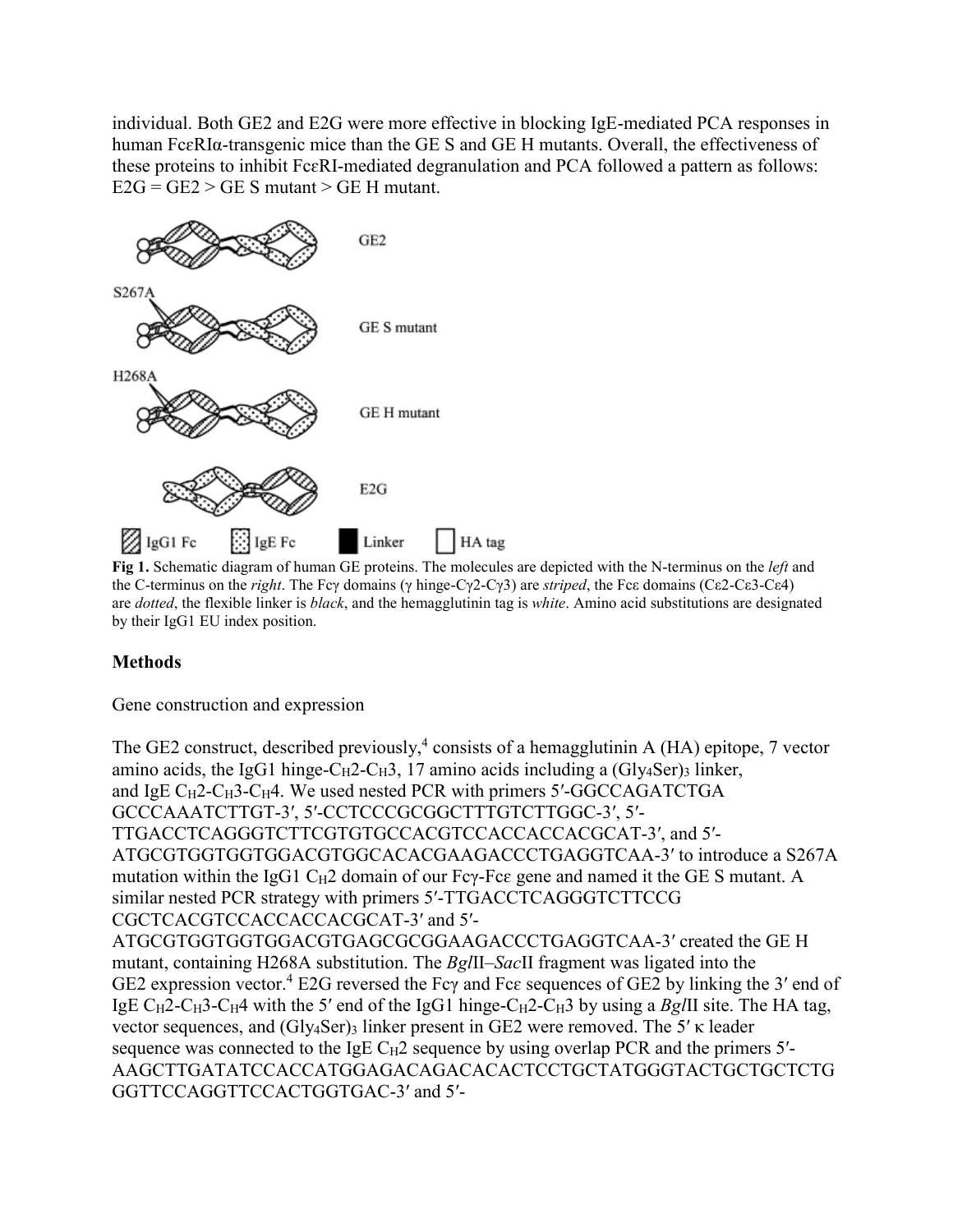individual. Both GE2 and E2G were more effective in blocking IgE-mediated PCA responses in human FcεRIα-transgenic mice than the GE S and GE H mutants. Overall, the effectiveness of these proteins to inhibit FcεRI-mediated degranulation and PCA followed a pattern as follows: E2G = GE2 > GE S mutant > GE H mutant.

**Fig 1.** Schematic diagram of human GE proteins. The molecules are depicted with the N-terminus on the *left* and the C-terminus on the *right*. The Fcγ domains (γ hinge-Cγ2-Cγ3) are *striped*, the Fcε domains (Cε2-Cε3-Cε4) are *dotted*, the flexible linker is *black*, and the hemagglutinin tag is *white*. Amino acid substitutions are designated by their IgG1 EU index position.

## Methods

Gene construction and expression

The GE2 construct, described previously,[4] consists of a hemagglutinin A (HA) epitope, 7 vector amino acids, the IgG1 hinge-$C_H2$-$C_H3$, 17 amino acids including a $(Gly_4Ser)_3$ linker, and IgE $C_H2$-$C_H3$-$C_H4$. We used nested PCR with primers 5′-GGCCAGATCTGA GCCCAAATCTTGT-3′, 5′-CCTCCCGCGGCTTTGTCTTGGC-3′, 5′-TTGACCTCAGGGTCTTCGTGTGCCACGTCCACCACCACGCAT-3′, and 5′-ATGCGTGGTGGTGGACGTGGCACACGAAGACCCTGAGGTCAA-3′ to introduce a S267A mutation within the IgG1 $C_H2$ domain of our Fcγ-Fcε gene and named it the GE S mutant. A similar nested PCR strategy with primers 5′-TTGACCTCAGGGTCTTCCG CGCTCACGTCCACCACCACGCAT-3′ and 5′-ATGCGTGGTGGTGGACGTGAGCGCGGAAGACCCTGAGGTCAA-3′ created the GE H mutant, containing H268A substitution. The *Bgl*II–*Sac*II fragment was ligated into the GE2 expression vector.[4] E2G reversed the Fcγ and Fcε sequences of GE2 by linking the 3′ end of IgE $C_H2$-$C_H3$-$C_H4$ with the 5′ end of the IgG1 hinge-$C_H2$-$C_H3$ by using a *Bgl*II site. The HA tag, vector sequences, and $(Gly_4Ser)_3$ linker present in GE2 were removed. The 5′ κ leader sequence was connected to the IgE $C_H2$ sequence by using overlap PCR and the primers 5′-AAGCTTGATATCCACCATGGAGACAGACACACTCCTGCTATGGGTACTGCTGCTCTG GGTTCCAGGTTCCACTGGTGAC-3′ and 5′-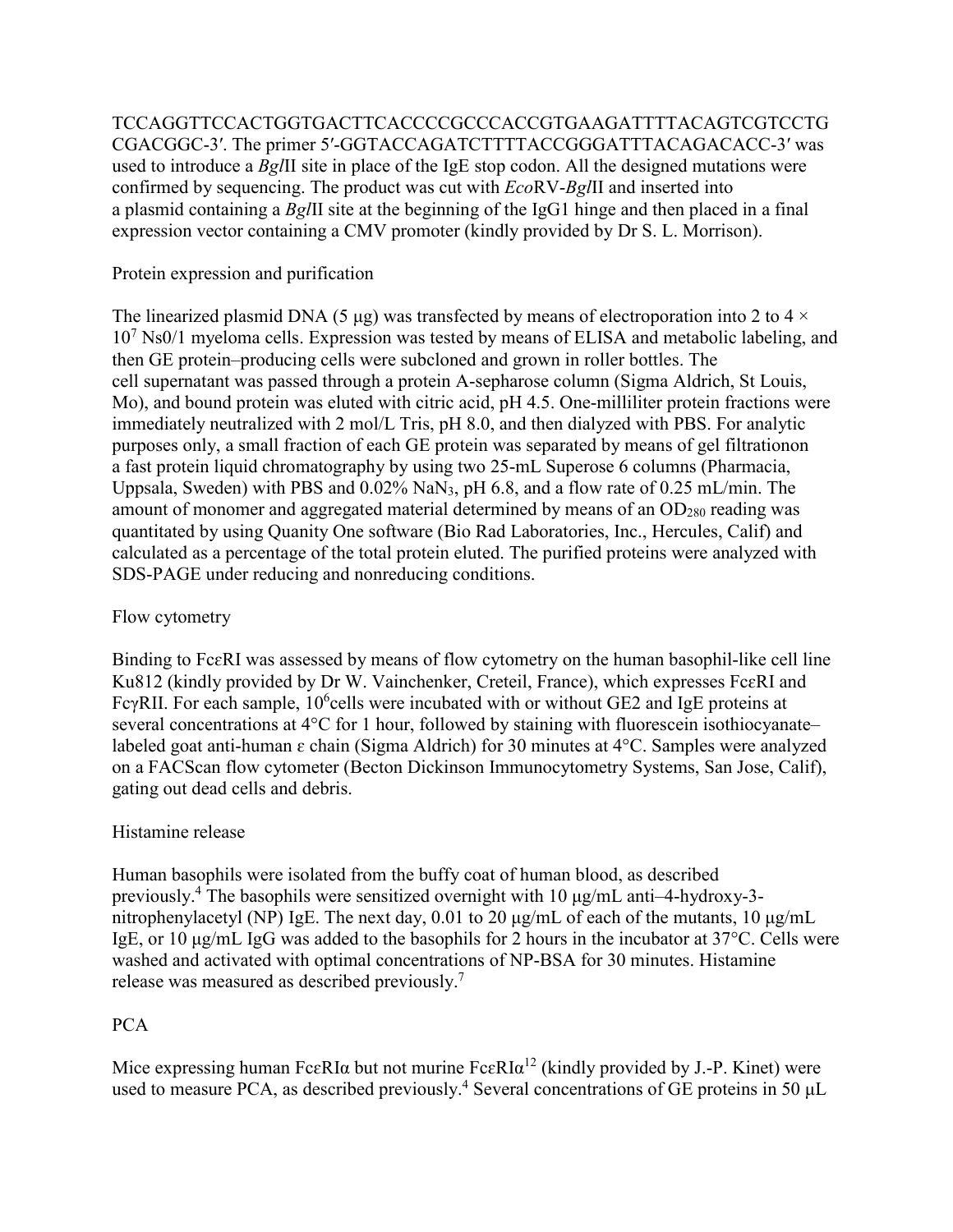TCCAGGTTCCACTGGTGACTTCACCCCGCCCACCGTGAAGATTTTACAGTCGTCCTG CGACGGC-3′. The primer 5′-GGTACCAGATCTTTTACCGGGATTTACAGACACC-3′ was used to introduce a *Bgl*II site in place of the IgE stop codon. All the designed mutations were confirmed by sequencing. The product was cut with *Eco*RV-*Bgl*II and inserted into a plasmid containing a *Bgl*II site at the beginning of the IgG1 hinge and then placed in a final expression vector containing a CMV promoter (kindly provided by Dr S. L. Morrison).

## Protein expression and purification

The linearized plasmid DNA (5 μg) was transfected by means of electroporation into 2 to 4 × $10^7$ Ns0/1 myeloma cells. Expression was tested by means of ELISA and metabolic labeling, and then GE protein–producing cells were subcloned and grown in roller bottles. The cell supernatant was passed through a protein A-sepharose column (Sigma Aldrich, St Louis, Mo), and bound protein was eluted with citric acid, pH 4.5. One-milliliter protein fractions were immediately neutralized with 2 mol/L Tris, pH 8.0, and then dialyzed with PBS. For analytic purposes only, a small fraction of each GE protein was separated by means of gel filtrationon a fast protein liquid chromatography by using two 25-mL Superose 6 columns (Pharmacia, Uppsala, Sweden) with PBS and 0.02% $NaN_3$, pH 6.8, and a flow rate of 0.25 mL/min. The amount of monomer and aggregated material determined by means of an $OD_{280}$ reading was quantitated by using Quanity One software (Bio Rad Laboratories, Inc., Hercules, Calif) and calculated as a percentage of the total protein eluted. The purified proteins were analyzed with SDS-PAGE under reducing and nonreducing conditions.

## Flow cytometry

Binding to FcεRI was assessed by means of flow cytometry on the human basophil-like cell line Ku812 (kindly provided by Dr W. Vainchenker, Creteil, France), which expresses FcεRI and FcγRII. For each sample, $10^6$cells were incubated with or without GE2 and IgE proteins at several concentrations at 4°C for 1 hour, followed by staining with fluorescein isothiocyanate–labeled goat anti-human ε chain (Sigma Aldrich) for 30 minutes at 4°C. Samples were analyzed on a FACScan flow cytometer (Becton Dickinson Immunocytometry Systems, San Jose, Calif), gating out dead cells and debris.

## Histamine release

Human basophils were isolated from the buffy coat of human blood, as described previously.[4] The basophils were sensitized overnight with 10 μg/mL anti–4-hydroxy-3-nitrophenylacetyl (NP) IgE. The next day, 0.01 to 20 μg/mL of each of the mutants, 10 μg/mL IgE, or 10 μg/mL IgG was added to the basophils for 2 hours in the incubator at 37°C. Cells were washed and activated with optimal concentrations of NP-BSA for 30 minutes. Histamine release was measured as described previously.[7]

## PCA

Mice expressing human FcεRIα but not murine FcεRIα[12] (kindly provided by J.-P. Kinet) were used to measure PCA, as described previously.[4] Several concentrations of GE proteins in 50 μL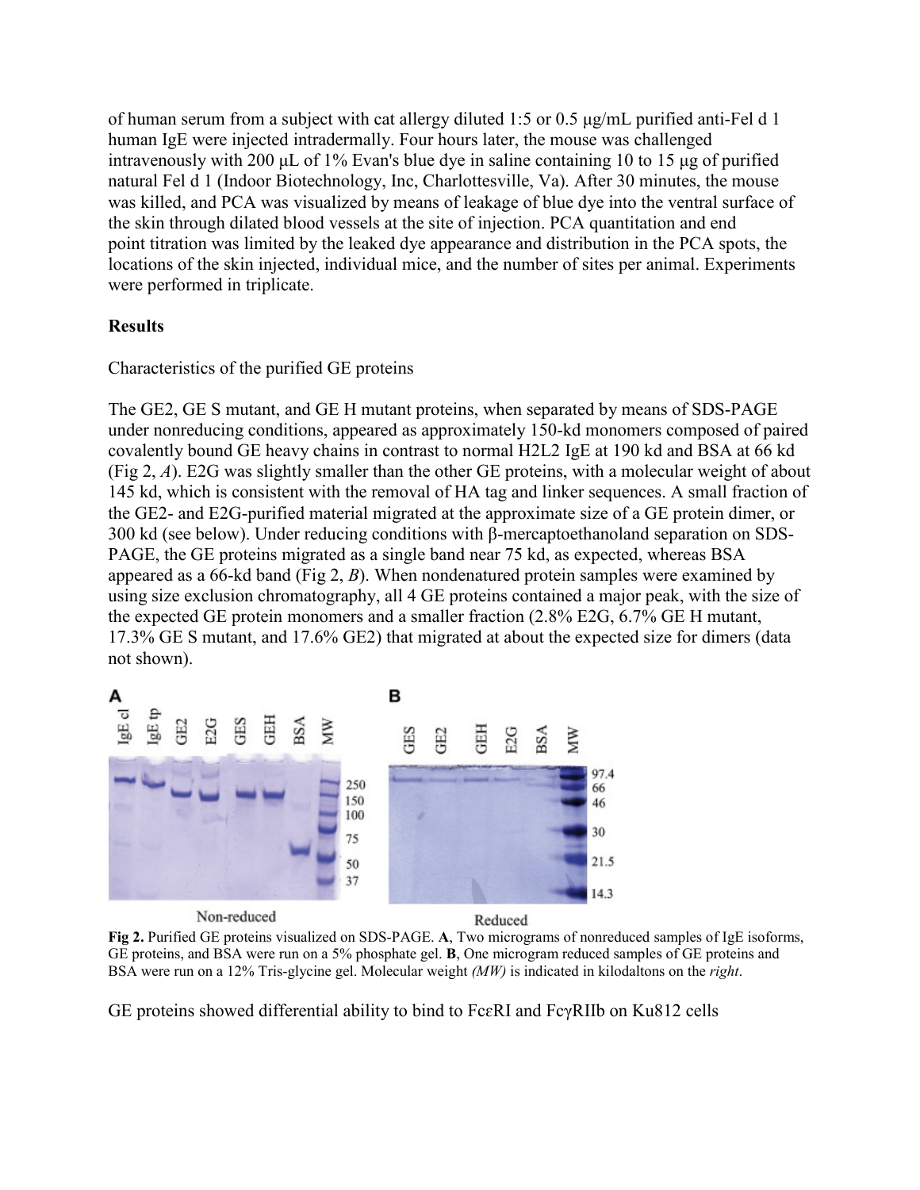of human serum from a subject with cat allergy diluted 1:5 or 0.5 μg/mL purified anti-Fel d 1 human IgE were injected intradermally. Four hours later, the mouse was challenged intravenously with 200 μL of 1% Evan's blue dye in saline containing 10 to 15 μg of purified natural Fel d 1 (Indoor Biotechnology, Inc, Charlottesville, Va). After 30 minutes, the mouse was killed, and PCA was visualized by means of leakage of blue dye into the ventral surface of the skin through dilated blood vessels at the site of injection. PCA quantitation and end point titration was limited by the leaked dye appearance and distribution in the PCA spots, the locations of the skin injected, individual mice, and the number of sites per animal. Experiments were performed in triplicate.

## Results

Characteristics of the purified GE proteins

The GE2, GE S mutant, and GE H mutant proteins, when separated by means of SDS-PAGE under nonreducing conditions, appeared as approximately 150-kd monomers composed of paired covalently bound GE heavy chains in contrast to normal H2L2 IgE at 190 kd and BSA at 66 kd (Fig 2, *A*). E2G was slightly smaller than the other GE proteins, with a molecular weight of about 145 kd, which is consistent with the removal of HA tag and linker sequences. A small fraction of the GE2- and E2G-purified material migrated at the approximate size of a GE protein dimer, or 300 kd (see below). Under reducing conditions with β-mercaptoethanoland separation on SDS-PAGE, the GE proteins migrated as a single band near 75 kd, as expected, whereas BSA appeared as a 66-kd band (Fig 2, *B*). When nondenatured protein samples were examined by using size exclusion chromatography, all 4 GE proteins contained a major peak, with the size of the expected GE protein monomers and a smaller fraction (2.8% E2G, 6.7% GE H mutant, 17.3% GE S mutant, and 17.6% GE2) that migrated at about the expected size for dimers (data not shown).

**Fig 2.** Purified GE proteins visualized on SDS-PAGE. **A**, Two micrograms of nonreduced samples of IgE isoforms, GE proteins, and BSA were run on a 5% phosphate gel. **B**, One microgram reduced samples of GE proteins and BSA were run on a 12% Tris-glycine gel. Molecular weight *(MW)* is indicated in kilodaltons on the *right*.

GE proteins showed differential ability to bind to FcεRI and FcγRIIb on Ku812 cells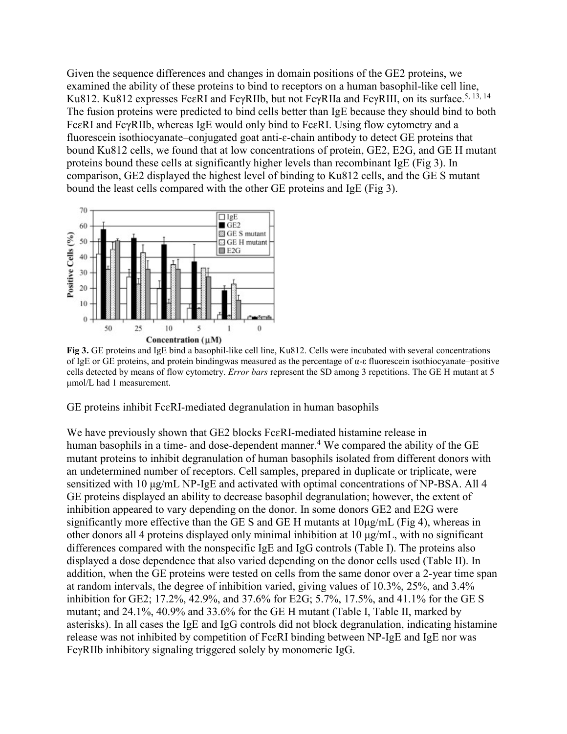Given the sequence differences and changes in domain positions of the GE2 proteins, we examined the ability of these proteins to bind to receptors on a human basophil-like cell line, Ku812. Ku812 expresses FcεRI and FcγRIIb, but not FcγRIIa and FcγRIII, on its surface.[5, 13, 14] The fusion proteins were predicted to bind cells better than IgE because they should bind to both FcεRI and FcγRIIb, whereas IgE would only bind to FcεRI. Using flow cytometry and a fluorescein isothiocyanate–conjugated goat anti-ε-chain antibody to detect GE proteins that bound Ku812 cells, we found that at low concentrations of protein, GE2, E2G, and GE H mutant proteins bound these cells at significantly higher levels than recombinant IgE (Fig 3). In comparison, GE2 displayed the highest level of binding to Ku812 cells, and the GE S mutant bound the least cells compared with the other GE proteins and IgE (Fig 3).

**Fig 3.** GE proteins and IgE bind a basophil-like cell line, Ku812. Cells were incubated with several concentrations of IgE or GE proteins, and protein bindingwas measured as the percentage of α-ε fluorescein isothiocyanate–positive cells detected by means of flow cytometry. *Error bars* represent the SD among 3 repetitions. The GE H mutant at 5 μmol/L had 1 measurement.

GE proteins inhibit FcεRI-mediated degranulation in human basophils

We have previously shown that GE2 blocks FcεRI-mediated histamine release in human basophils in a time- and dose-dependent manner.[4] We compared the ability of the GE mutant proteins to inhibit degranulation of human basophils isolated from different donors with an undetermined number of receptors. Cell samples, prepared in duplicate or triplicate, were sensitized with 10 μg/mL NP-IgE and activated with optimal concentrations of NP-BSA. All 4 GE proteins displayed an ability to decrease basophil degranulation; however, the extent of inhibition appeared to vary depending on the donor. In some donors GE2 and E2G were significantly more effective than the GE S and GE H mutants at 10μg/mL (Fig 4), whereas in other donors all 4 proteins displayed only minimal inhibition at 10 μg/mL, with no significant differences compared with the nonspecific IgE and IgG controls (Table I). The proteins also displayed a dose dependence that also varied depending on the donor cells used (Table II). In addition, when the GE proteins were tested on cells from the same donor over a 2-year time span at random intervals, the degree of inhibition varied, giving values of 10.3%, 25%, and 3.4% inhibition for GE2; 17.2%, 42.9%, and 37.6% for E2G; 5.7%, 17.5%, and 41.1% for the GE S mutant; and 24.1%, 40.9% and 33.6% for the GE H mutant (Table I, Table II, marked by asterisks). In all cases the IgE and IgG controls did not block degranulation, indicating histamine release was not inhibited by competition of FcεRI binding between NP-IgE and IgE nor was FcγRIIb inhibitory signaling triggered solely by monomeric IgG.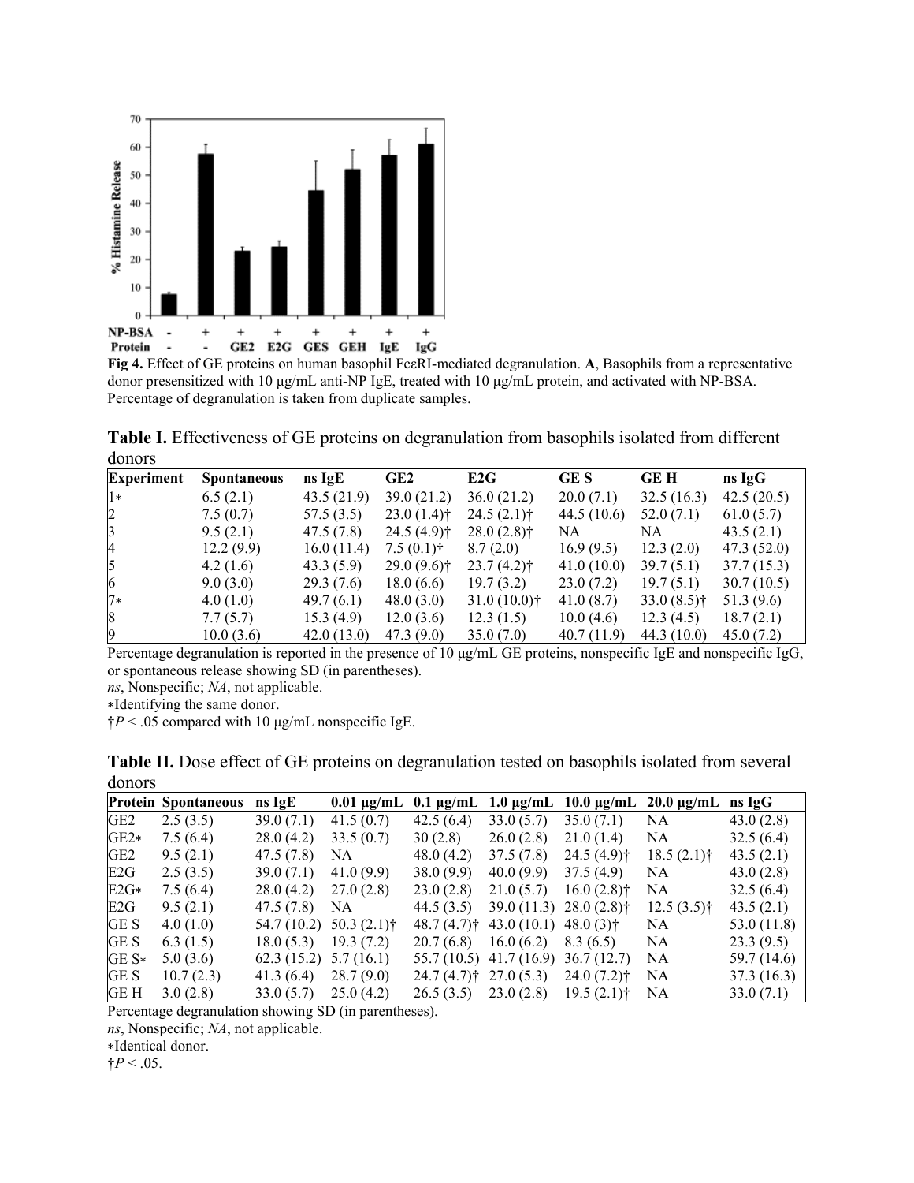**Fig 4.** Effect of GE proteins on human basophil FcεRI-mediated degranulation. **A**, Basophils from a representative donor presensitized with 10 µg/mL anti-NP IgE, treated with 10 µg/mL protein, and activated with NP-BSA. Percentage of degranulation is taken from duplicate samples.

**Table I.** Effectiveness of GE proteins on degranulation from basophils isolated from different donors

| Experiment | Spontaneous | ns IgE | GE2 | E2G | GE S | GE H | ns IgG |
|---|---|---|---|---|---|---|---|
| 1* | 6.5 (2.1) | 43.5 (21.9) | 39.0 (21.2) | 36.0 (21.2) | 20.0 (7.1) | 32.5 (16.3) | 42.5 (20.5) |
| 2 | 7.5 (0.7) | 57.5 (3.5) | 23.0 (1.4)† | 24.5 (2.1)† | 44.5 (10.6) | 52.0 (7.1) | 61.0 (5.7) |
| 3 | 9.5 (2.1) | 47.5 (7.8) | 24.5 (4.9)† | 28.0 (2.8)† | NA | NA | 43.5 (2.1) |
| 4 | 12.2 (9.9) | 16.0 (11.4) | 7.5 (0.1)† | 8.7 (2.0) | 16.9 (9.5) | 12.3 (2.0) | 47.3 (52.0) |
| 5 | 4.2 (1.6) | 43.3 (5.9) | 29.0 (9.6)† | 23.7 (4.2)† | 41.0 (10.0) | 39.7 (5.1) | 37.7 (15.3) |
| 6 | 9.0 (3.0) | 29.3 (7.6) | 18.0 (6.6) | 19.7 (3.2) | 23.0 (7.2) | 19.7 (5.1) | 30.7 (10.5) |
| 7* | 4.0 (1.0) | 49.7 (6.1) | 48.0 (3.0) | 31.0 (10.0)† | 41.0 (8.7) | 33.0 (8.5)† | 51.3 (9.6) |
| 8 | 7.7 (5.7) | 15.3 (4.9) | 12.0 (3.6) | 12.3 (1.5) | 10.0 (4.6) | 12.3 (4.5) | 18.7 (2.1) |
| 9 | 10.0 (3.6) | 42.0 (13.0) | 47.3 (9.0) | 35.0 (7.0) | 40.7 (11.9) | 44.3 (10.0) | 45.0 (7.2) |

Percentage degranulation is reported in the presence of 10 µg/mL GE proteins, nonspecific IgE and nonspecific IgG, or spontaneous release showing SD (in parentheses).

*ns*, Nonspecific; *NA*, not applicable.

*Identifying the same donor.

†$P < .05$ compared with 10 µg/mL nonspecific IgE.

**Table II.** Dose effect of GE proteins on degranulation tested on basophils isolated from several donors

| Protein | Spontaneous | ns IgE | 0.01 µg/mL | 0.1 µg/mL | 1.0 µg/mL | 10.0 µg/mL | 20.0 µg/mL | ns IgG |
|---|---|---|---|---|---|---|---|---|
| GE2 | 2.5 (3.5) | 39.0 (7.1) | 41.5 (0.7) | 42.5 (6.4) | 33.0 (5.7) | 35.0 (7.1) | NA | 43.0 (2.8) |
| GE2* | 7.5 (6.4) | 28.0 (4.2) | 33.5 (0.7) | 30 (2.8) | 26.0 (2.8) | 21.0 (1.4) | NA | 32.5 (6.4) |
| GE2 | 9.5 (2.1) | 47.5 (7.8) | NA | 48.0 (4.2) | 37.5 (7.8) | 24.5 (4.9)† | 18.5 (2.1)† | 43.5 (2.1) |
| E2G | 2.5 (3.5) | 39.0 (7.1) | 41.0 (9.9) | 38.0 (9.9) | 40.0 (9.9) | 37.5 (4.9) | NA | 43.0 (2.8) |
| E2G* | 7.5 (6.4) | 28.0 (4.2) | 27.0 (2.8) | 23.0 (2.8) | 21.0 (5.7) | 16.0 (2.8)† | NA | 32.5 (6.4) |
| E2G | 9.5 (2.1) | 47.5 (7.8) | NA | 44.5 (3.5) | 39.0 (11.3) | 28.0 (2.8)† | 12.5 (3.5)† | 43.5 (2.1) |
| GE S | 4.0 (1.0) | 54.7 (10.2) | 50.3 (2.1)† | 48.7 (4.7)† | 43.0 (10.1) | 48.0 (3)† | NA | 53.0 (11.8) |
| GE S | 6.3 (1.5) | 18.0 (5.3) | 19.3 (7.2) | 20.7 (6.8) | 16.0 (6.2) | 8.3 (6.5) | NA | 23.3 (9.5) |
| GE S* | 5.0 (3.6) | 62.3 (15.2) | 5.7 (16.1) | 55.7 (10.5) | 41.7 (16.9) | 36.7 (12.7) | NA | 59.7 (14.6) |
| GE S | 10.7 (2.3) | 41.3 (6.4) | 28.7 (9.0) | 24.7 (4.7)† | 27.0 (5.3) | 24.0 (7.2)† | NA | 37.3 (16.3) |
| GE H | 3.0 (2.8) | 33.0 (5.7) | 25.0 (4.2) | 26.5 (3.5) | 23.0 (2.8) | 19.5 (2.1)† | NA | 33.0 (7.1) |

Percentage degranulation showing SD (in parentheses).

*ns*, Nonspecific; *NA*, not applicable.

*Identical donor.

†$P < .05$.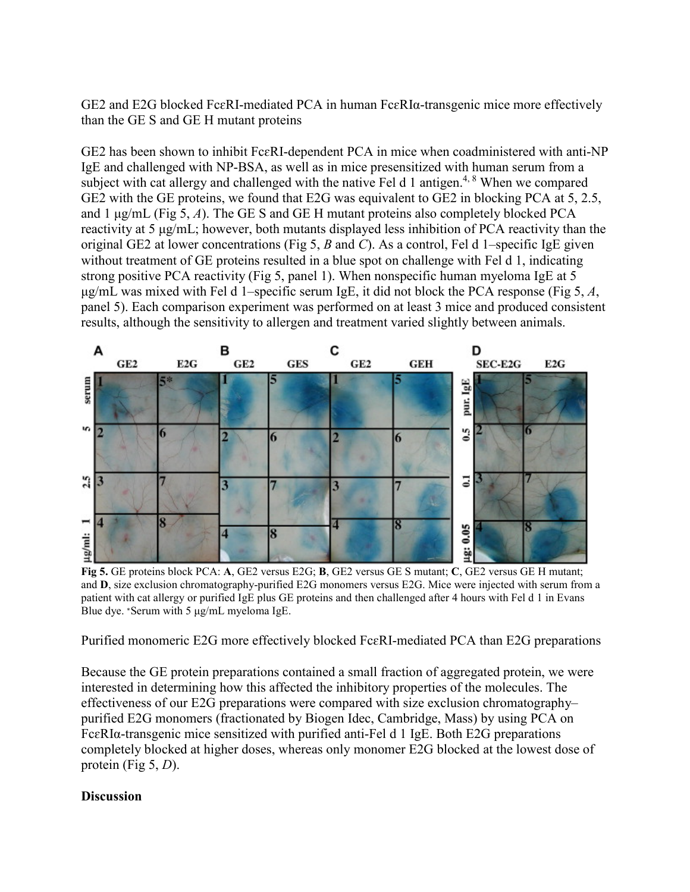GE2 and E2G blocked FcεRI-mediated PCA in human FcεRIα-transgenic mice more effectively than the GE S and GE H mutant proteins

GE2 has been shown to inhibit FcεRI-dependent PCA in mice when coadministered with anti-NP IgE and challenged with NP-BSA, as well as in mice presensitized with human serum from a subject with cat allergy and challenged with the native Fel d 1 antigen.[4, 8] When we compared GE2 with the GE proteins, we found that E2G was equivalent to GE2 in blocking PCA at 5, 2.5, and 1 μg/mL (Fig 5, *A*). The GE S and GE H mutant proteins also completely blocked PCA reactivity at 5 μg/mL; however, both mutants displayed less inhibition of PCA reactivity than the original GE2 at lower concentrations (Fig 5, *B* and *C*). As a control, Fel d 1–specific IgE given without treatment of GE proteins resulted in a blue spot on challenge with Fel d 1, indicating strong positive PCA reactivity (Fig 5, panel 1). When nonspecific human myeloma IgE at 5 μg/mL was mixed with Fel d 1–specific serum IgE, it did not block the PCA response (Fig 5, *A*, panel 5). Each comparison experiment was performed on at least 3 mice and produced consistent results, although the sensitivity to allergen and treatment varied slightly between animals.

**Fig 5.** GE proteins block PCA: **A**, GE2 versus E2G; **B**, GE2 versus GE S mutant; **C**, GE2 versus GE H mutant; and **D**, size exclusion chromatography-purified E2G monomers versus E2G. Mice were injected with serum from a patient with cat allergy or purified IgE plus GE proteins and then challenged after 4 hours with Fel d 1 in Evans Blue dye. *Serum with 5 μg/mL myeloma IgE.

Purified monomeric E2G more effectively blocked FcεRI-mediated PCA than E2G preparations

Because the GE protein preparations contained a small fraction of aggregated protein, we were interested in determining how this affected the inhibitory properties of the molecules. The effectiveness of our E2G preparations were compared with size exclusion chromatography–purified E2G monomers (fractionated by Biogen Idec, Cambridge, Mass) by using PCA on FcεRIα-transgenic mice sensitized with purified anti-Fel d 1 IgE. Both E2G preparations completely blocked at higher doses, whereas only monomer E2G blocked at the lowest dose of protein (Fig 5, *D*).

## Discussion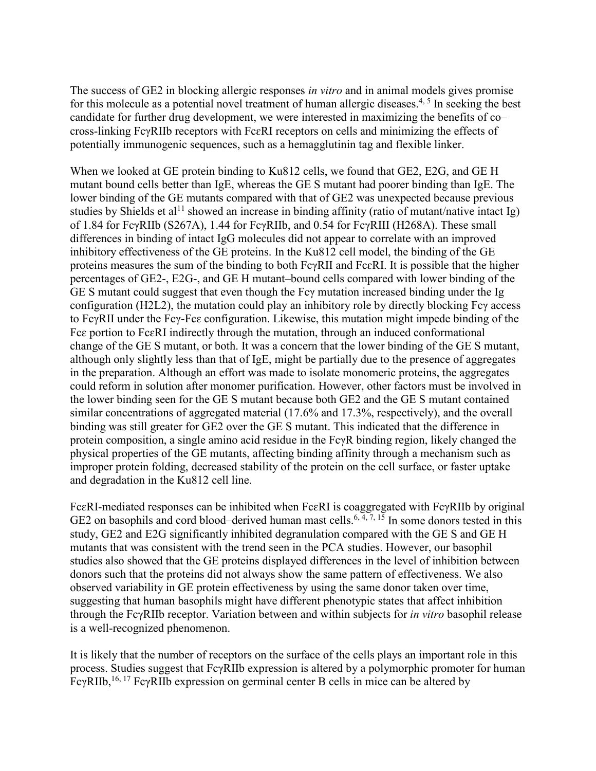The success of GE2 in blocking allergic responses *in vitro* and in animal models gives promise for this molecule as a potential novel treatment of human allergic diseases.[4, 5] In seeking the best candidate for further drug development, we were interested in maximizing the benefits of co–cross-linking FcγRIIb receptors with FcεRI receptors on cells and minimizing the effects of potentially immunogenic sequences, such as a hemagglutinin tag and flexible linker.

When we looked at GE protein binding to Ku812 cells, we found that GE2, E2G, and GE H mutant bound cells better than IgE, whereas the GE S mutant had poorer binding than IgE. The lower binding of the GE mutants compared with that of GE2 was unexpected because previous studies by Shields et al[11] showed an increase in binding affinity (ratio of mutant/native intact Ig) of 1.84 for FcγRIIb (S267A), 1.44 for FcγRIIb, and 0.54 for FcγRIII (H268A). These small differences in binding of intact IgG molecules did not appear to correlate with an improved inhibitory effectiveness of the GE proteins. In the Ku812 cell model, the binding of the GE proteins measures the sum of the binding to both FcγRII and FcεRI. It is possible that the higher percentages of GE2-, E2G-, and GE H mutant–bound cells compared with lower binding of the GE S mutant could suggest that even though the Fcγ mutation increased binding under the Ig configuration (H2L2), the mutation could play an inhibitory role by directly blocking Fcγ access to FcγRII under the Fcγ-Fcε configuration. Likewise, this mutation might impede binding of the Fcε portion to FcεRI indirectly through the mutation, through an induced conformational change of the GE S mutant, or both. It was a concern that the lower binding of the GE S mutant, although only slightly less than that of IgE, might be partially due to the presence of aggregates in the preparation. Although an effort was made to isolate monomeric proteins, the aggregates could reform in solution after monomer purification. However, other factors must be involved in the lower binding seen for the GE S mutant because both GE2 and the GE S mutant contained similar concentrations of aggregated material (17.6% and 17.3%, respectively), and the overall binding was still greater for GE2 over the GE S mutant. This indicated that the difference in protein composition, a single amino acid residue in the FcγR binding region, likely changed the physical properties of the GE mutants, affecting binding affinity through a mechanism such as improper protein folding, decreased stability of the protein on the cell surface, or faster uptake and degradation in the Ku812 cell line.

FcεRI-mediated responses can be inhibited when FcεRI is coaggregated with FcγRIIb by original GE2 on basophils and cord blood–derived human mast cells.[6, 4, 7, 15] In some donors tested in this study, GE2 and E2G significantly inhibited degranulation compared with the GE S and GE H mutants that was consistent with the trend seen in the PCA studies. However, our basophil studies also showed that the GE proteins displayed differences in the level of inhibition between donors such that the proteins did not always show the same pattern of effectiveness. We also observed variability in GE protein effectiveness by using the same donor taken over time, suggesting that human basophils might have different phenotypic states that affect inhibition through the FcγRIIb receptor. Variation between and within subjects for *in vitro* basophil release is a well-recognized phenomenon.

It is likely that the number of receptors on the surface of the cells plays an important role in this process. Studies suggest that FcγRIIb expression is altered by a polymorphic promoter for human FcγRIIb,[16, 17] FcγRIIb expression on germinal center B cells in mice can be altered by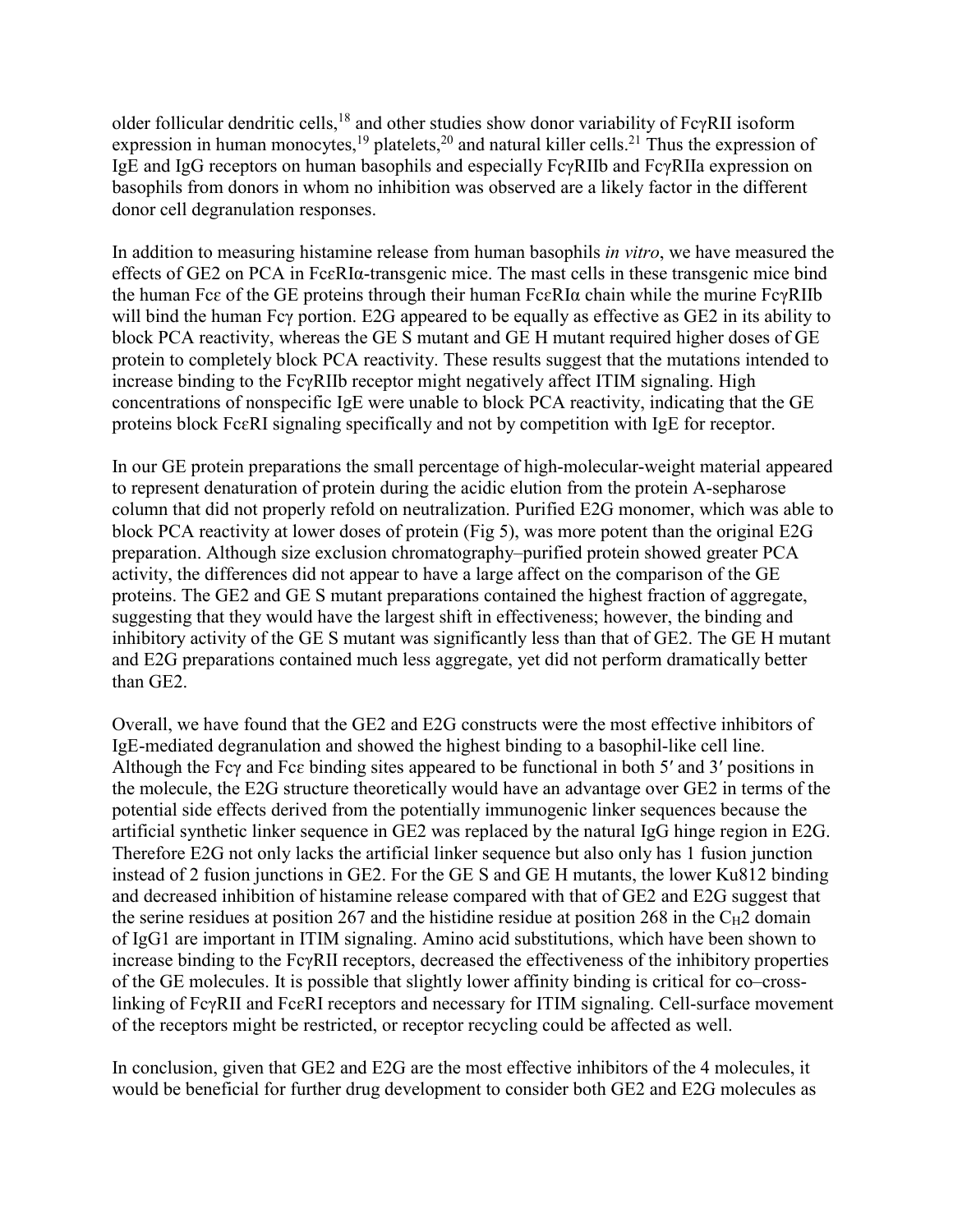older follicular dendritic cells,[18] and other studies show donor variability of FcγRII isoform expression in human monocytes,[19] platelets,[20] and natural killer cells.[21] Thus the expression of IgE and IgG receptors on human basophils and especially FcγRIIb and FcγRIIa expression on basophils from donors in whom no inhibition was observed are a likely factor in the different donor cell degranulation responses.

In addition to measuring histamine release from human basophils *in vitro*, we have measured the effects of GE2 on PCA in FcεRIα-transgenic mice. The mast cells in these transgenic mice bind the human Fcε of the GE proteins through their human FcεRIα chain while the murine FcγRIIb will bind the human Fcγ portion. E2G appeared to be equally as effective as GE2 in its ability to block PCA reactivity, whereas the GE S mutant and GE H mutant required higher doses of GE protein to completely block PCA reactivity. These results suggest that the mutations intended to increase binding to the FcγRIIb receptor might negatively affect ITIM signaling. High concentrations of nonspecific IgE were unable to block PCA reactivity, indicating that the GE proteins block FcεRI signaling specifically and not by competition with IgE for receptor.

In our GE protein preparations the small percentage of high-molecular-weight material appeared to represent denaturation of protein during the acidic elution from the protein A-sepharose column that did not properly refold on neutralization. Purified E2G monomer, which was able to block PCA reactivity at lower doses of protein (Fig 5), was more potent than the original E2G preparation. Although size exclusion chromatography–purified protein showed greater PCA activity, the differences did not appear to have a large affect on the comparison of the GE proteins. The GE2 and GE S mutant preparations contained the highest fraction of aggregate, suggesting that they would have the largest shift in effectiveness; however, the binding and inhibitory activity of the GE S mutant was significantly less than that of GE2. The GE H mutant and E2G preparations contained much less aggregate, yet did not perform dramatically better than GE2.

Overall, we have found that the GE2 and E2G constructs were the most effective inhibitors of IgE-mediated degranulation and showed the highest binding to a basophil-like cell line. Although the Fcγ and Fcε binding sites appeared to be functional in both 5′ and 3′ positions in the molecule, the E2G structure theoretically would have an advantage over GE2 in terms of the potential side effects derived from the potentially immunogenic linker sequences because the artificial synthetic linker sequence in GE2 was replaced by the natural IgG hinge region in E2G. Therefore E2G not only lacks the artificial linker sequence but also only has 1 fusion junction instead of 2 fusion junctions in GE2. For the GE S and GE H mutants, the lower Ku812 binding and decreased inhibition of histamine release compared with that of GE2 and E2G suggest that the serine residues at position 267 and the histidine residue at position 268 in the $C_H2$ domain of IgG1 are important in ITIM signaling. Amino acid substitutions, which have been shown to increase binding to the FcγRII receptors, decreased the effectiveness of the inhibitory properties of the GE molecules. It is possible that slightly lower affinity binding is critical for co–cross-linking of FcγRII and FcεRI receptors and necessary for ITIM signaling. Cell-surface movement of the receptors might be restricted, or receptor recycling could be affected as well.

In conclusion, given that GE2 and E2G are the most effective inhibitors of the 4 molecules, it would be beneficial for further drug development to consider both GE2 and E2G molecules as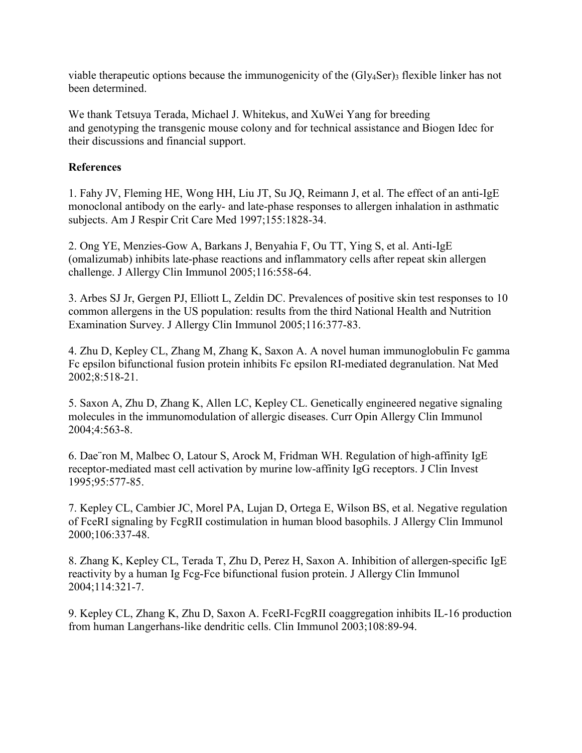viable therapeutic options because the immunogenicity of the $(Gly_4Ser)_3$ flexible linker has not been determined.

We thank Tetsuya Terada, Michael J. Whitekus, and XuWei Yang for breeding and genotyping the transgenic mouse colony and for technical assistance and Biogen Idec for their discussions and financial support.

**References**

1. Fahy JV, Fleming HE, Wong HH, Liu JT, Su JQ, Reimann J, et al. The effect of an anti-IgE monoclonal antibody on the early- and late-phase responses to allergen inhalation in asthmatic subjects. Am J Respir Crit Care Med 1997;155:1828-34.

2. Ong YE, Menzies-Gow A, Barkans J, Benyahia F, Ou TT, Ying S, et al. Anti-IgE (omalizumab) inhibits late-phase reactions and inflammatory cells after repeat skin allergen challenge. J Allergy Clin Immunol 2005;116:558-64.

3. Arbes SJ Jr, Gergen PJ, Elliott L, Zeldin DC. Prevalences of positive skin test responses to 10 common allergens in the US population: results from the third National Health and Nutrition Examination Survey. J Allergy Clin Immunol 2005;116:377-83.

4. Zhu D, Kepley CL, Zhang M, Zhang K, Saxon A. A novel human immunoglobulin Fc gamma Fc epsilon bifunctional fusion protein inhibits Fc epsilon RI-mediated degranulation. Nat Med 2002;8:518-21.

5. Saxon A, Zhu D, Zhang K, Allen LC, Kepley CL. Genetically engineered negative signaling molecules in the immunomodulation of allergic diseases. Curr Opin Allergy Clin Immunol 2004;4:563-8.

6. Daëron M, Malbec O, Latour S, Arock M, Fridman WH. Regulation of high-affinity IgE receptor-mediated mast cell activation by murine low-affinity IgG receptors. J Clin Invest 1995;95:577-85.

7. Kepley CL, Cambier JC, Morel PA, Lujan D, Ortega E, Wilson BS, et al. Negative regulation of FceRI signaling by FcgRII costimulation in human blood basophils. J Allergy Clin Immunol 2000;106:337-48.

8. Zhang K, Kepley CL, Terada T, Zhu D, Perez H, Saxon A. Inhibition of allergen-specific IgE reactivity by a human Ig Fcg-Fce bifunctional fusion protein. J Allergy Clin Immunol 2004;114:321-7.

9. Kepley CL, Zhang K, Zhu D, Saxon A. FceRI-FcgRII coaggregation inhibits IL-16 production from human Langerhans-like dendritic cells. Clin Immunol 2003;108:89-94.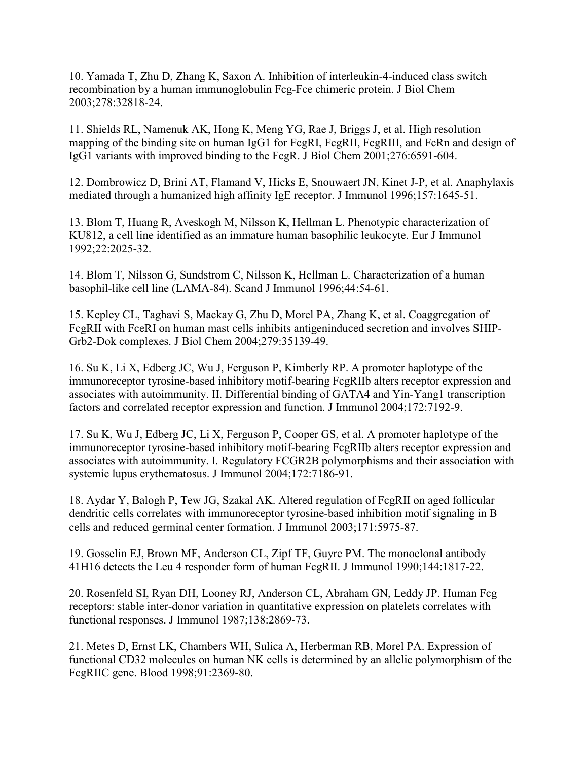10. Yamada T, Zhu D, Zhang K, Saxon A. Inhibition of interleukin-4-induced class switch recombination by a human immunoglobulin Fcg-Fce chimeric protein. J Biol Chem 2003;278:32818-24.

11. Shields RL, Namenuk AK, Hong K, Meng YG, Rae J, Briggs J, et al. High resolution mapping of the binding site on human IgG1 for FcgRI, FcgRII, FcgRIII, and FcRn and design of IgG1 variants with improved binding to the FcgR. J Biol Chem 2001;276:6591-604.

12. Dombrowicz D, Brini AT, Flamand V, Hicks E, Snouwaert JN, Kinet J-P, et al. Anaphylaxis mediated through a humanized high affinity IgE receptor. J Immunol 1996;157:1645-51.

13. Blom T, Huang R, Aveskogh M, Nilsson K, Hellman L. Phenotypic characterization of KU812, a cell line identified as an immature human basophilic leukocyte. Eur J Immunol 1992;22:2025-32.

14. Blom T, Nilsson G, Sundstrom C, Nilsson K, Hellman L. Characterization of a human basophil-like cell line (LAMA-84). Scand J Immunol 1996;44:54-61.

15. Kepley CL, Taghavi S, Mackay G, Zhu D, Morel PA, Zhang K, et al. Coaggregation of FcgRII with FceRI on human mast cells inhibits antigeninduced secretion and involves SHIP-Grb2-Dok complexes. J Biol Chem 2004;279:35139-49.

16. Su K, Li X, Edberg JC, Wu J, Ferguson P, Kimberly RP. A promoter haplotype of the immunoreceptor tyrosine-based inhibitory motif-bearing FcgRIIb alters receptor expression and associates with autoimmunity. II. Differential binding of GATA4 and Yin-Yang1 transcription factors and correlated receptor expression and function. J Immunol 2004;172:7192-9.

17. Su K, Wu J, Edberg JC, Li X, Ferguson P, Cooper GS, et al. A promoter haplotype of the immunoreceptor tyrosine-based inhibitory motif-bearing FcgRIIb alters receptor expression and associates with autoimmunity. I. Regulatory FCGR2B polymorphisms and their association with systemic lupus erythematosus. J Immunol 2004;172:7186-91.

18. Aydar Y, Balogh P, Tew JG, Szakal AK. Altered regulation of FcgRII on aged follicular dendritic cells correlates with immunoreceptor tyrosine-based inhibition motif signaling in B cells and reduced germinal center formation. J Immunol 2003;171:5975-87.

19. Gosselin EJ, Brown MF, Anderson CL, Zipf TF, Guyre PM. The monoclonal antibody 41H16 detects the Leu 4 responder form of human FcgRII. J Immunol 1990;144:1817-22.

20. Rosenfeld SI, Ryan DH, Looney RJ, Anderson CL, Abraham GN, Leddy JP. Human Fcg receptors: stable inter-donor variation in quantitative expression on platelets correlates with functional responses. J Immunol 1987;138:2869-73.

21. Metes D, Ernst LK, Chambers WH, Sulica A, Herberman RB, Morel PA. Expression of functional CD32 molecules on human NK cells is determined by an allelic polymorphism of the FcgRIIC gene. Blood 1998;91:2369-80.